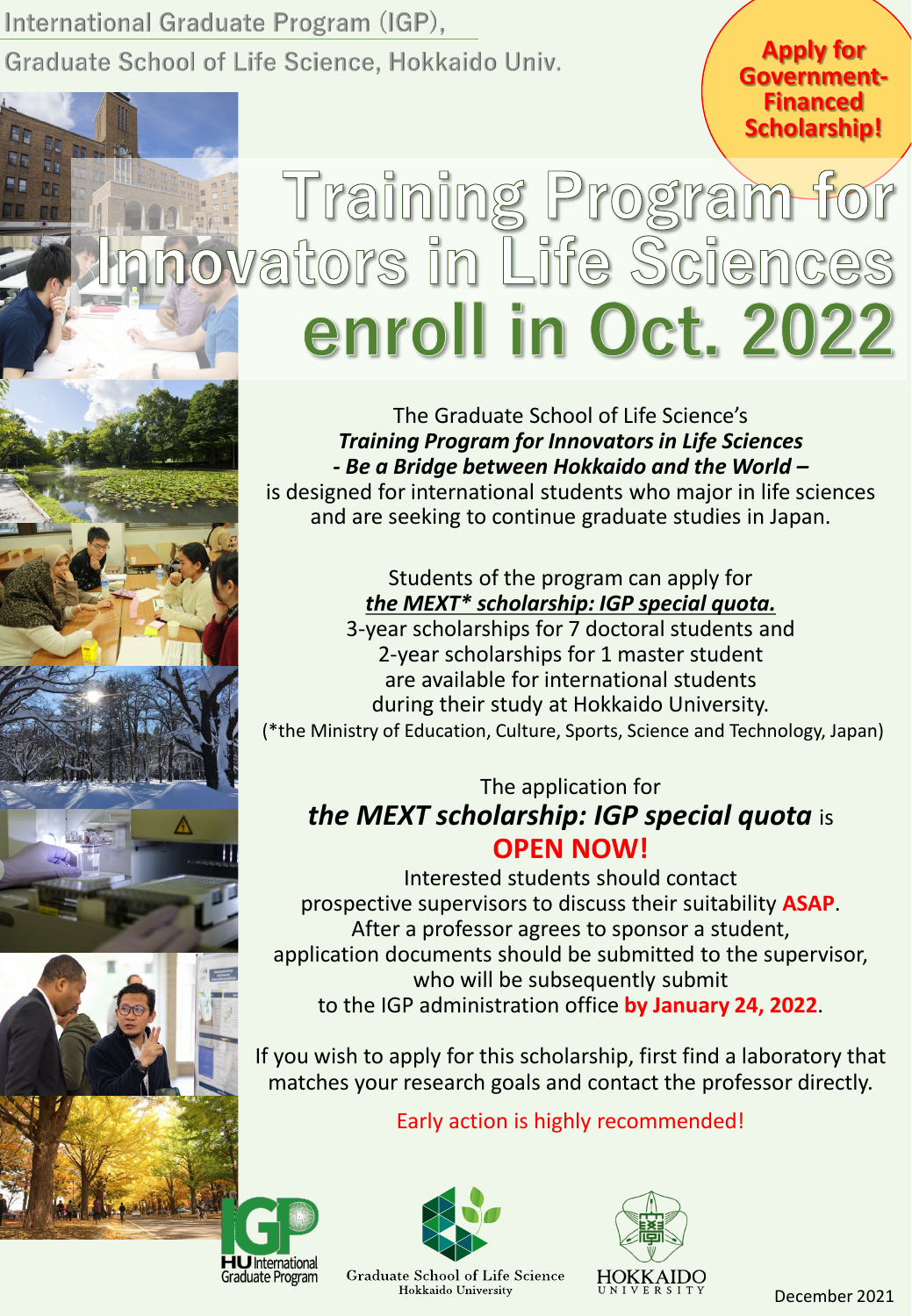International Graduate Program (IGP),
Graduate School of Life Science, Hokkaido Univ.

**Apply for Government-Financed Scholarship!**

# Training Program for Innovators in Life Sciences

# enroll in Oct. 2022

The Graduate School of Life Science's
***Training Program for Innovators in Life Sciences***
***- Be a Bridge between Hokkaido and the World –***
is designed for international students who major in life sciences and are seeking to continue graduate studies in Japan.

Students of the program can apply for
***the MEXT* scholarship: IGP special quota.***
3-year scholarships for 7 doctoral students and
2-year scholarships for 1 master student
are available for international students
during their study at Hokkaido University.
(*the Ministry of Education, Culture, Sports, Science and Technology, Japan)

The application for
***the MEXT scholarship: IGP special quota*** is
**OPEN NOW!**
Interested students should contact
prospective supervisors to discuss their suitability **ASAP**.
After a professor agrees to sponsor a student,
application documents should be submitted to the supervisor,
who will be subsequently submit
to the IGP administration office **by January 24, 2022**.

If you wish to apply for this scholarship, first find a laboratory that matches your research goals and contact the professor directly.

Early action is highly recommended!

HU International Graduate Program

Graduate School of Life Science
Hokkaido University

HOKKAIDO UNIVERSITY

December 2021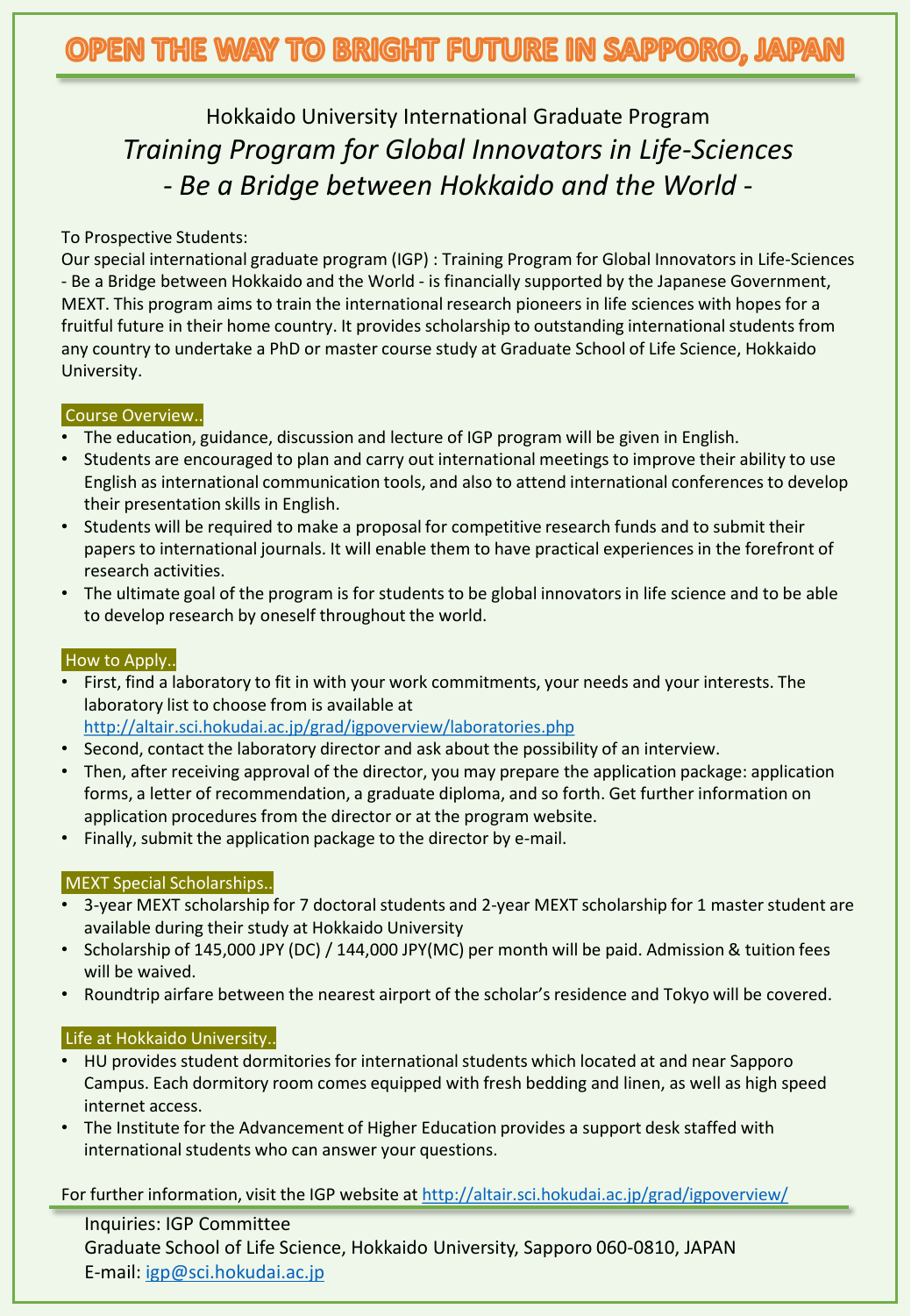# OPEN THE WAY TO BRIGHT FUTURE IN SAPPORO, JAPAN

Hokkaido University International Graduate Program

## *Training Program for Global Innovators in Life-Sciences - Be a Bridge between Hokkaido and the World -*

To Prospective Students:

Our special international graduate program (IGP) : Training Program for Global Innovators in Life-Sciences - Be a Bridge between Hokkaido and the World - is financially supported by the Japanese Government, MEXT. This program aims to train the international research pioneers in life sciences with hopes for a fruitful future in their home country. It provides scholarship to outstanding international students from any country to undertake a PhD or master course study at Graduate School of Life Science, Hokkaido University.

### Course Overview..

- The education, guidance, discussion and lecture of IGP program will be given in English.
- Students are encouraged to plan and carry out international meetings to improve their ability to use English as international communication tools, and also to attend international conferences to develop their presentation skills in English.
- Students will be required to make a proposal for competitive research funds and to submit their papers to international journals. It will enable them to have practical experiences in the forefront of research activities.
- The ultimate goal of the program is for students to be global innovators in life science and to be able to develop research by oneself throughout the world.

### How to Apply..

- First, find a laboratory to fit in with your work commitments, your needs and your interests. The laboratory list to choose from is available at http://altair.sci.hokudai.ac.jp/grad/igpoverview/laboratories.php
- Second, contact the laboratory director and ask about the possibility of an interview.
- Then, after receiving approval of the director, you may prepare the application package: application forms, a letter of recommendation, a graduate diploma, and so forth. Get further information on application procedures from the director or at the program website.
- Finally, submit the application package to the director by e-mail.

### MEXT Special Scholarships..

- 3-year MEXT scholarship for 7 doctoral students and 2-year MEXT scholarship for 1 master student are available during their study at Hokkaido University
- Scholarship of 145,000 JPY (DC) / 144,000 JPY(MC) per month will be paid. Admission & tuition fees will be waived.
- Roundtrip airfare between the nearest airport of the scholar's residence and Tokyo will be covered.

### Life at Hokkaido University..

- HU provides student dormitories for international students which located at and near Sapporo Campus. Each dormitory room comes equipped with fresh bedding and linen, as well as high speed internet access.
- The Institute for the Advancement of Higher Education provides a support desk staffed with international students who can answer your questions.

For further information, visit the IGP website at http://altair.sci.hokudai.ac.jp/grad/igpoverview/

Inquiries: IGP Committee
Graduate School of Life Science, Hokkaido University, Sapporo 060-0810, JAPAN
E-mail: igp@sci.hokudai.ac.jp